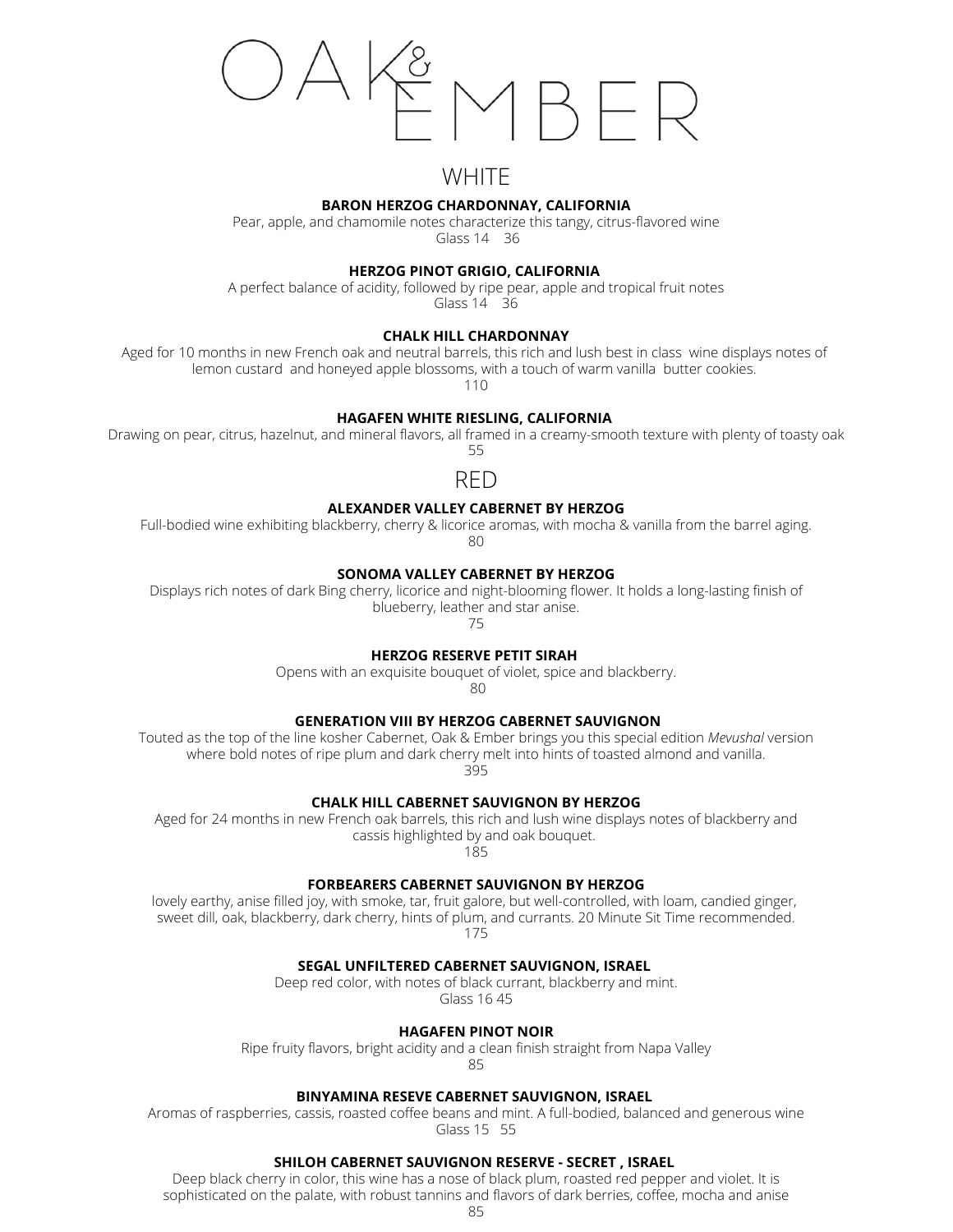# OAK & EMBER

## WHITE

**BARON HERZOG CHARDONNAY, CALIFORNIA**

Pear, apple, and chamomile notes characterize this tangy, citrus-flavored wine

Glass 14 36

**HERZOG PINOT GRIGIO, CALIFORNIA**

A perfect balance of acidity, followed by ripe pear, apple and tropical fruit notes

Glass 14 36

**CHALK HILL CHARDONNAY**

Aged for 10 months in new French oak and neutral barrels, this rich and lush best in class wine displays notes of lemon custard and honeyed apple blossoms, with a touch of warm vanilla butter cookies.

110

**HAGAFEN WHITE RIESLING, CALIFORNIA**

Drawing on pear, citrus, hazelnut, and mineral flavors, all framed in a creamy-smooth texture with plenty of toasty oak

55

## RED

**ALEXANDER VALLEY CABERNET BY HERZOG**

Full-bodied wine exhibiting blackberry, cherry & licorice aromas, with mocha & vanilla from the barrel aging.

80

**SONOMA VALLEY CABERNET BY HERZOG**

Displays rich notes of dark Bing cherry, licorice and night-blooming flower. It holds a long-lasting finish of blueberry, leather and star anise.

75

**HERZOG RESERVE PETIT SIRAH**

Opens with an exquisite bouquet of violet, spice and blackberry.

80

**GENERATION VIII BY HERZOG CABERNET SAUVIGNON**

Touted as the top of the line kosher Cabernet, Oak & Ember brings you this special edition *Mevushal* version where bold notes of ripe plum and dark cherry melt into hints of toasted almond and vanilla.

395

**CHALK HILL CABERNET SAUVIGNON BY HERZOG**

Aged for 24 months in new French oak barrels, this rich and lush wine displays notes of blackberry and cassis highlighted by and oak bouquet.

185

**FORBEARERS CABERNET SAUVIGNON BY HERZOG**

lovely earthy, anise filled joy, with smoke, tar, fruit galore, but well-controlled, with loam, candied ginger, sweet dill, oak, blackberry, dark cherry, hints of plum, and currants. 20 Minute Sit Time recommended.

175

**SEGAL UNFILTERED CABERNET SAUVIGNON, ISRAEL**

Deep red color, with notes of black currant, blackberry and mint.

Glass 16 45

**HAGAFEN PINOT NOIR**

Ripe fruity flavors, bright acidity and a clean finish straight from Napa Valley

85

**BINYAMINA RESEVE CABERNET SAUVIGNON, ISRAEL**

Aromas of raspberries, cassis, roasted coffee beans and mint. A full-bodied, balanced and generous wine

Glass 15 55

**SHILOH CABERNET SAUVIGNON RESERVE - SECRET , ISRAEL**

Deep black cherry in color, this wine has a nose of black plum, roasted red pepper and violet. It is sophisticated on the palate, with robust tannins and flavors of dark berries, coffee, mocha and anise

85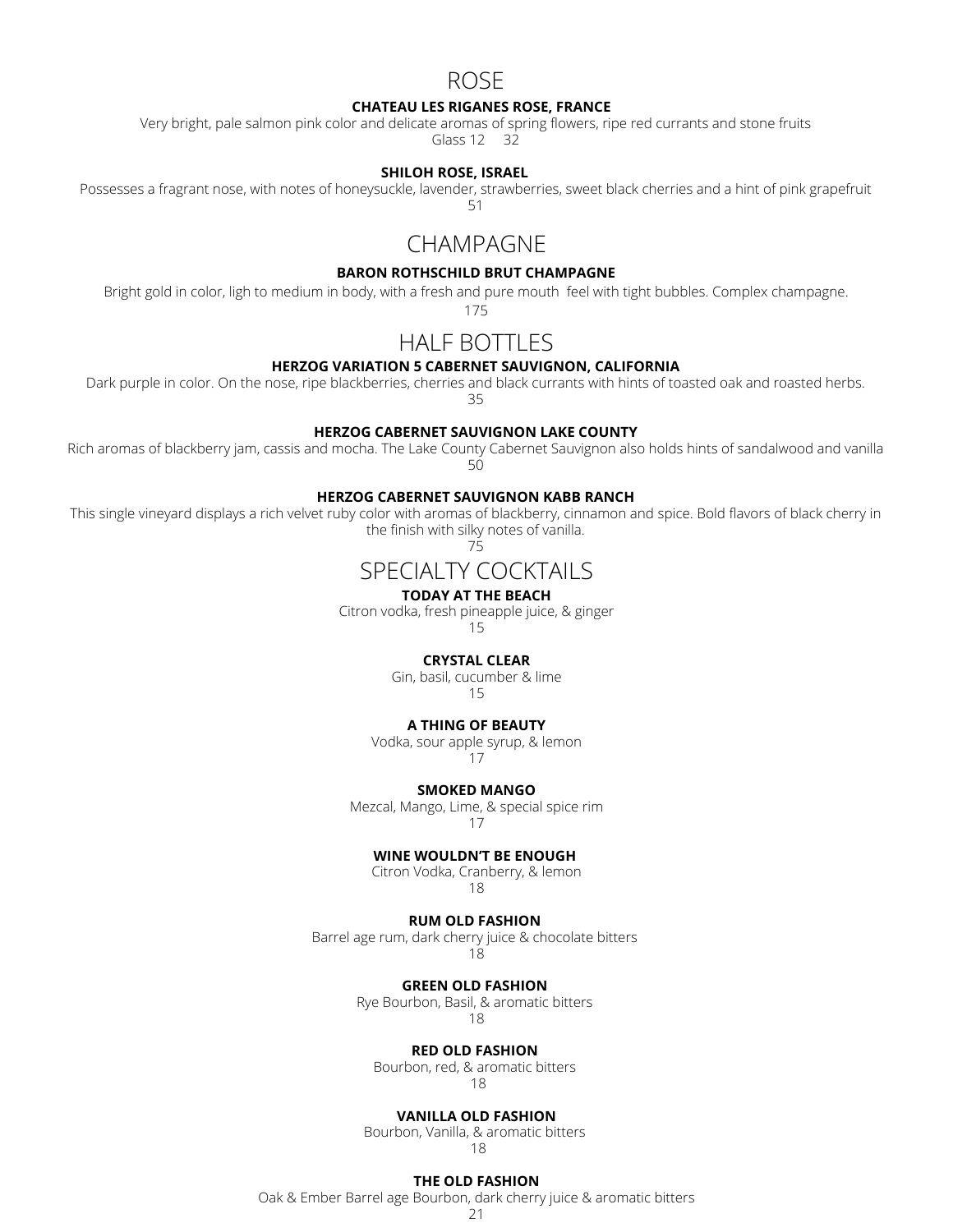## ROSE

**CHATEAU LES RIGANES ROSE, FRANCE**

Very bright, pale salmon pink color and delicate aromas of spring flowers, ripe red currants and stone fruits

Glass 12 32

**SHILOH ROSE, ISRAEL**

Possesses a fragrant nose, with notes of honeysuckle, lavender, strawberries, sweet black cherries and a hint of pink grapefruit

51

## CHAMPAGNE

**BARON ROTHSCHILD BRUT CHAMPAGNE**

Bright gold in color, ligh to medium in body, with a fresh and pure mouth feel with tight bubbles. Complex champagne.

175

## HALF BOTTLES

**HERZOG VARIATION 5 CABERNET SAUVIGNON, CALIFORNIA**

Dark purple in color. On the nose, ripe blackberries, cherries and black currants with hints of toasted oak and roasted herbs.

35

**HERZOG CABERNET SAUVIGNON LAKE COUNTY**

Rich aromas of blackberry jam, cassis and mocha. The Lake County Cabernet Sauvignon also holds hints of sandalwood and vanilla

50

**HERZOG CABERNET SAUVIGNON KABB RANCH**

This single vineyard displays a rich velvet ruby color with aromas of blackberry, cinnamon and spice. Bold flavors of black cherry in the finish with silky notes of vanilla.

75

## SPECIALTY COCKTAILS

**TODAY AT THE BEACH**

Citron vodka, fresh pineapple juice, & ginger

15

**CRYSTAL CLEAR**

Gin, basil, cucumber & lime

15

**A THING OF BEAUTY**

Vodka, sour apple syrup, & lemon

17

**SMOKED MANGO**

Mezcal, Mango, Lime, & special spice rim

17

**WINE WOULDN'T BE ENOUGH**

Citron Vodka, Cranberry, & lemon

18

**RUM OLD FASHION**

Barrel age rum, dark cherry juice & chocolate bitters

18

**GREEN OLD FASHION**

Rye Bourbon, Basil, & aromatic bitters

18

**RED OLD FASHION**

Bourbon, red, & aromatic bitters

18

**VANILLA OLD FASHION**

Bourbon, Vanilla, & aromatic bitters

18

**THE OLD FASHION**

Oak & Ember Barrel age Bourbon, dark cherry juice & aromatic bitters

21